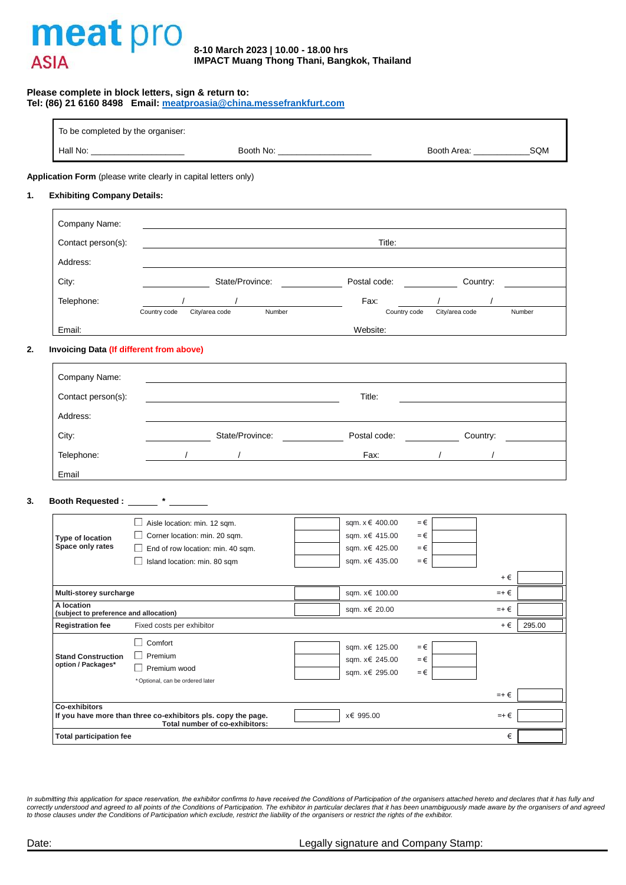# meat pro ASIA

**8-10 March 2023 | 10.00 - 18.00 hrs**
**IMPACT Muang Thong Thani, Bangkok, Thailand**

**Please complete in block letters, sign & return to:**
**Tel: (86) 21 6160 8498 Email: meatproasia@china.messefrankfurt.com**

| | | |
|---|---|---|
| To be completed by the organiser: | | |
| Hall No: ____________ | Booth No: ____________ | Booth Area: ________SQM |

**Application Form** (please write clearly in capital letters only)

## 1. Exhibiting Company Details:

| | | | | | | | |
|---|---|---|---|---|---|---|---|
| Company Name: | | | | | | | |
| Contact person(s): | | | | Title: | | | |
| Address: | | | | | | | |
| City: | | State/Province: | | Postal code: | | Country: | |
| Telephone: | / / | | | Fax: | / / | | |
| | Country code | City/area code | Number | | Country code | City/area code | Number |
| Email: | | | | Website: | | | |

## 2. Invoicing Data (If different from above)

| | | | | | | | |
|---|---|---|---|---|---|---|---|
| Company Name: | | | | | | | |
| Contact person(s): | | | | Title: | | | |
| Address: | | | | | | | |
| City: | | State/Province: | | Postal code: | | Country: | |
| Telephone: | / / | | | Fax: | / / | | |
| Email | | | | | | | |

## 3. Booth Requested : ______ * ______

| | | | | | | |
|---|---|---|---|---|---|---|
| **Type of location Space only rates** | ☐ Aisle location: min. 12 sqm. | | sqm. x € 400.00 | = € | | |
| | ☐ Corner location: min. 20 sqm. | | sqm. x€ 415.00 | = € | | |
| | ☐ End of row location: min. 40 sqm. | | sqm. x€ 425.00 | = € | | |
| | ☐ Island location: min. 80 sqm | | sqm. x€ 435.00 | = € | | |
| | | | | | + € | |
| **Multi-storey surcharge** | | | sqm. x€ 100.00 | | =+ € | |
| **A location (subject to preference and allocation)** | | | sqm. x€ 20.00 | | =+ € | |
| **Registration fee** | Fixed costs per exhibitor | | | | + € | 295.00 |
| **Stand Construction option / Packages*** | ☐ Comfort | | sqm. x€ 125.00 | = € | | |
| | ☐ Premium | | sqm. x€ 245.00 | = € | | |
| | ☐ Premium wood | | sqm. x€ 295.00 | = € | | |
| | *Optional, can be ordered later | | | | =+ € | |
| **Co-exhibitors** If you have more than three co-exhibitors pls. copy the page. Total number of co-exhibitors: | | | x€ 995.00 | | =+ € | |
| **Total participation fee** | | | | | € | |

*In submitting this application for space reservation, the exhibitor confirms to have received the Conditions of Participation of the organisers attached hereto and declares that it has fully and correctly understood and agreed to all points of the Conditions of Participation. The exhibitor in particular declares that it has been unambiguously made aware by the organisers of and agreed to those clauses under the Conditions of Participation which exclude, restrict the liability of the organisers or restrict the rights of the exhibitor.*

Date: Legally signature and Company Stamp: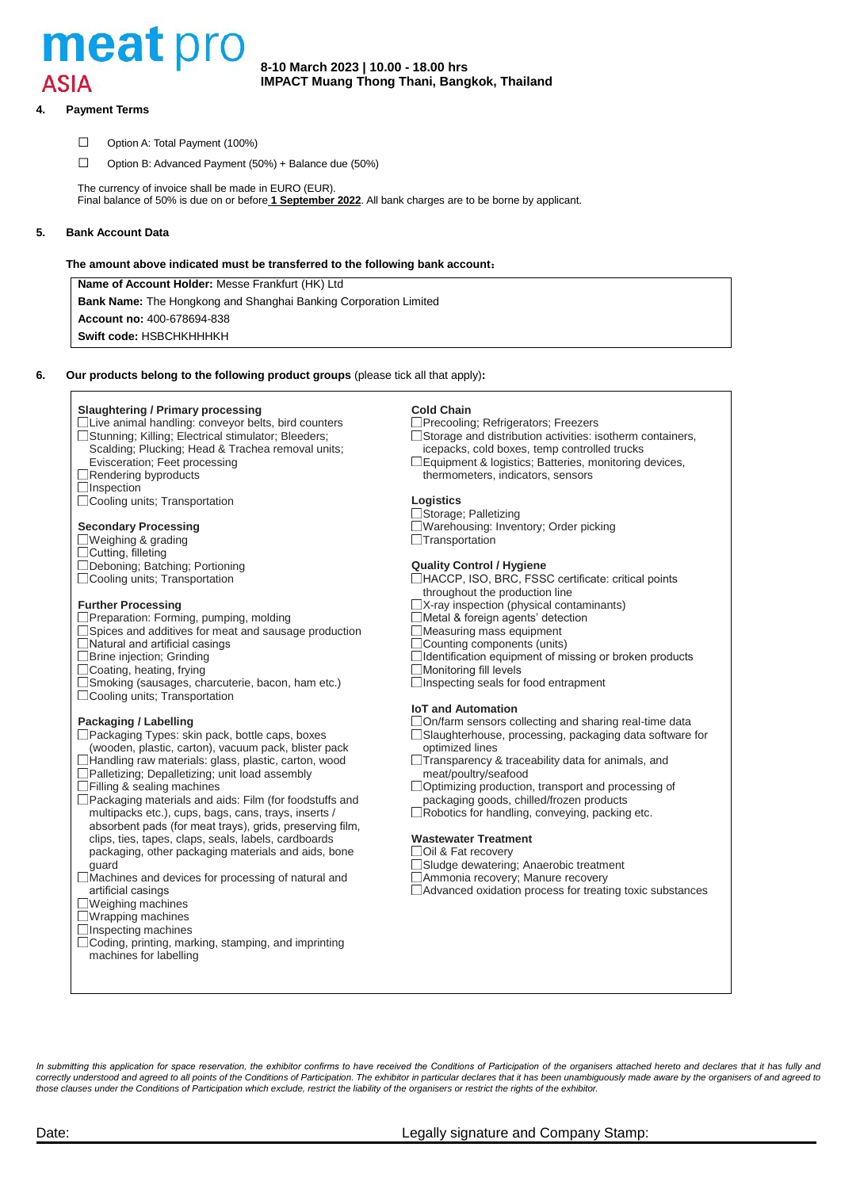# meat pro ASIA

**8-10 March 2023 | 10.00 - 18.00 hrs**
**IMPACT Muang Thong Thani, Bangkok, Thailand**

## 4. Payment Terms

- ☐ Option A: Total Payment (100%)
- ☐ Option B: Advanced Payment (50%) + Balance due (50%)

The currency of invoice shall be made in EURO (EUR).
Final balance of 50% is due on or before **1 September 2022**. All bank charges are to be borne by applicant.

## 5. Bank Account Data

**The amount above indicated must be transferred to the following bank account：**

**Name of Account Holder:** Messe Frankfurt (HK) Ltd
**Bank Name:** The Hongkong and Shanghai Banking Corporation Limited
**Account no:** 400-678694-838
**Swift code:** HSBCHKHHHKH

## 6. Our products belong to the following product groups (please tick all that apply):

**Slaughtering / Primary processing**
- ☐ Live animal handling: conveyor belts, bird counters
- ☐ Stunning; Killing; Electrical stimulator; Bleeders; Scalding; Plucking; Head & Trachea removal units; Evisceration; Feet processing
- ☐ Rendering byproducts
- ☐ Inspection
- ☐ Cooling units; Transportation

**Secondary Processing**
- ☐ Weighing & grading
- ☐ Cutting, filleting
- ☐ Deboning; Batching; Portioning
- ☐ Cooling units; Transportation

**Further Processing**
- ☐ Preparation: Forming, pumping, molding
- ☐ Spices and additives for meat and sausage production
- ☐ Natural and artificial casings
- ☐ Brine injection; Grinding
- ☐ Coating, heating, frying
- ☐ Smoking (sausages, charcuterie, bacon, ham etc.)
- ☐ Cooling units; Transportation

**Packaging / Labelling**
- ☐ Packaging Types: skin pack, bottle caps, boxes (wooden, plastic, carton), vacuum pack, blister pack
- ☐ Handling raw materials: glass, plastic, carton, wood
- ☐ Palletizing; Depalletizing; unit load assembly
- ☐ Filling & sealing machines
- ☐ Packaging materials and aids: Film (for foodstuffs and multipacks etc.), cups, bags, cans, trays, inserts / absorbent pads (for meat trays), grids, preserving film, clips, ties, tapes, claps, seals, labels, cardboards packaging, other packaging materials and aids, bone guard
- ☐ Machines and devices for processing of natural and artificial casings
- ☐ Weighing machines
- ☐ Wrapping machines
- ☐ Inspecting machines
- ☐ Coding, printing, marking, stamping, and imprinting machines for labelling

**Cold Chain**
- ☐ Precooling; Refrigerators; Freezers
- ☐ Storage and distribution activities: isotherm containers, icepacks, cold boxes, temp controlled trucks
- ☐ Equipment & logistics; Batteries, monitoring devices, thermometers, indicators, sensors

**Logistics**
- ☐ Storage; Palletizing
- ☐ Warehousing: Inventory; Order picking
- ☐ Transportation

**Quality Control / Hygiene**
- ☐ HACCP, ISO, BRC, FSSC certificate: critical points throughout the production line
- ☐ X-ray inspection (physical contaminants)
- ☐ Metal & foreign agents' detection
- ☐ Measuring mass equipment
- ☐ Counting components (units)
- ☐ Identification equipment of missing or broken products
- ☐ Monitoring fill levels
- ☐ Inspecting seals for food entrapment

**IoT and Automation**
- ☐ On/farm sensors collecting and sharing real-time data
- ☐ Slaughterhouse, processing, packaging data software for optimized lines
- ☐ Transparency & traceability data for animals, and meat/poultry/seafood
- ☐ Optimizing production, transport and processing of packaging goods, chilled/frozen products
- ☐ Robotics for handling, conveying, packing etc.

**Wastewater Treatment**
- ☐ Oil & Fat recovery
- ☐ Sludge dewatering; Anaerobic treatment
- ☐ Ammonia recovery; Manure recovery
- ☐ Advanced oxidation process for treating toxic substances

*In submitting this application for space reservation, the exhibitor confirms to have received the Conditions of Participation of the organisers attached hereto and declares that it has fully and correctly understood and agreed to all points of the Conditions of Participation. The exhibitor in particular declares that it has been unambiguously made aware by the organisers of and agreed to those clauses under the Conditions of Participation which exclude, restrict the liability of the organisers or restrict the rights of the exhibitor.*

Date: Legally signature and Company Stamp: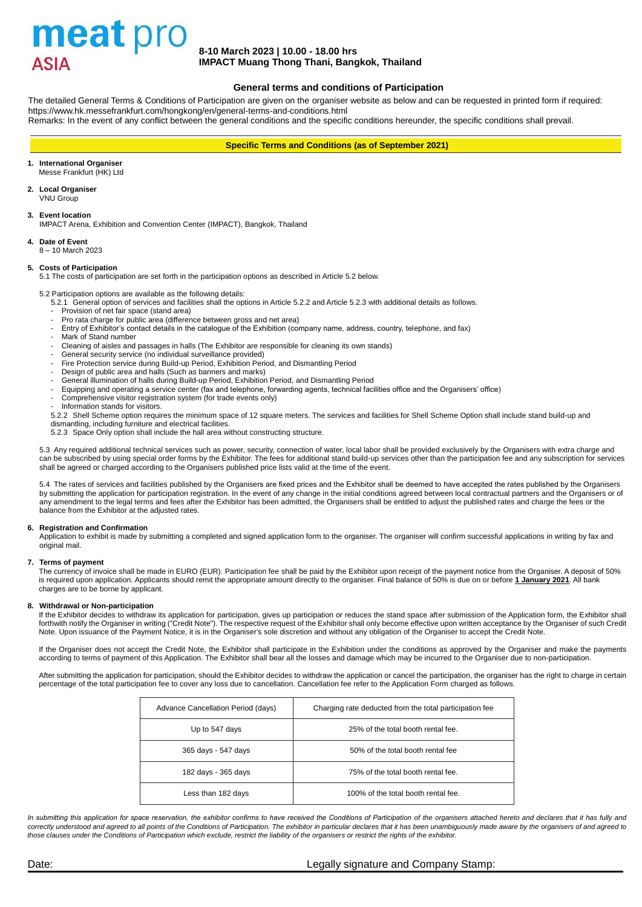# meat pro ASIA

**8-10 March 2023 | 10.00 - 18.00 hrs**
**IMPACT Muang Thong Thani, Bangkok, Thailand**

## General terms and conditions of Participation

The detailed General Terms & Conditions of Participation are given on the organiser website as below and can be requested in printed form if required: https://www.hk.messefrankfurt.com/hongkong/en/general-terms-and-conditions.html
Remarks: In the event of any conflict between the general conditions and the specific conditions hereunder, the specific conditions shall prevail.

### Specific Terms and Conditions (as of September 2021)

1. **International Organiser**
   Messe Frankfurt (HK) Ltd

2. **Local Organiser**
   VNU Group

3. **Event location**
   IMPACT Arena, Exhibition and Convention Center (IMPACT), Bangkok, Thailand

4. **Date of Event**
   8 – 10 March 2023

5. **Costs of Participation**
   5.1 The costs of participation are set forth in the participation options as described in Article 5.2 below.

   5.2 Participation options are available as the following details:
   5.2.1 General option of services and facilities shall the options in Article 5.2.2 and Article 5.2.3 with additional details as follows.
   - Provision of net fair space (stand area)
   - Pro rata charge for public area (difference between gross and net area)
   - Entry of Exhibitor's contact details in the catalogue of the Exhibition (company name, address, country, telephone, and fax)
   - Mark of Stand number
   - Cleaning of aisles and passages in halls (The Exhibitor are responsible for cleaning its own stands)
   - General security service (no individual surveillance provided)
   - Fire Protection service during Build-up Period, Exhibition Period, and Dismantling Period
   - Design of public area and halls (Such as banners and marks)
   - General illumination of halls during Build-up Period, Exhibition Period, and Dismantling Period
   - Equipping and operating a service center (fax and telephone, forwarding agents, technical facilities office and the Organisers' office)
   - Comprehensive visitor registration system (for trade events only)
   - Information stands for visitors.

   5.2.2 Shell Scheme option requires the minimum space of 12 square meters. The services and facilities for Shell Scheme Option shall include stand build-up and dismantling, including furniture and electrical facilities.
   5.2.3 Space Only option shall include the hall area without constructing structure.

   5.3 Any required additional technical services such as power, security, connection of water, local labor shall be provided exclusively by the Organisers with extra charge and can be subscribed by using special order forms by the Exhibitor. The fees for additional stand build-up services other than the participation fee and any subscription for services shall be agreed or charged according to the Organisers published price lists valid at the time of the event.

   5.4 The rates of services and facilities published by the Organisers are fixed prices and the Exhibitor shall be deemed to have accepted the rates published by the Organisers by submitting the application for participation registration. In the event of any change in the initial conditions agreed between local contractual partners and the Organisers or of any amendment to the legal terms and fees after the Exhibitor has been admitted, the Organisers shall be entitled to adjust the published rates and charge the fees or the balance from the Exhibitor at the adjusted rates.

6. **Registration and Confirmation**
   Application to exhibit is made by submitting a completed and signed application form to the organiser. The organiser will confirm successful applications in writing by fax and original mail.

7. **Terms of payment**
   The currency of invoice shall be made in EURO (EUR). Participation fee shall be paid by the Exhibitor upon receipt of the payment notice from the Organiser. A deposit of 50% is required upon application. Applicants should remit the appropriate amount directly to the organiser. Final balance of 50% is due on or before **1 January 2021**. All bank charges are to be borne by applicant.

8. **Withdrawal or Non-participation**
   If the Exhibitor decides to withdraw its application for participation, gives up participation or reduces the stand space after submission of the Application form, the Exhibitor shall forthwith notify the Organiser in writing ("Credit Note"). The respective request of the Exhibitor shall only become effective upon written acceptance by the Organiser of such Credit Note. Upon issuance of the Payment Notice, it is in the Organiser's sole discretion and without any obligation of the Organiser to accept the Credit Note.

   If the Organiser does not accept the Credit Note, the Exhibitor shall participate in the Exhibition under the conditions as approved by the Organiser and make the payments according to terms of payment of this Application. The Exhibitor shall bear all the losses and damage which may be incurred to the Organiser due to non-participation.

   After submitting the application for participation, should the Exhibitor decides to withdraw the application or cancel the participation, the organiser has the right to charge in certain percentage of the total participation fee to cover any loss due to cancellation. Cancellation fee refer to the Application Form charged as follows.

| Advance Cancellation Period (days) | Charging rate deducted from the total participation fee |
| --- | --- |
| Up to 547 days | 25% of the total booth rental fee. |
| 365 days - 547 days | 50% of the total booth rental fee |
| 182 days - 365 days | 75% of the total booth rental fee. |
| Less than 182 days | 100% of the total booth rental fee. |

*In submitting this application for space reservation, the exhibitor confirms to have received the Conditions of Participation of the organisers attached hereto and declares that it has fully and correctly understood and agreed to all points of the Conditions of Participation. The exhibitor in particular declares that it has been unambiguously made aware by the organisers of and agreed to those clauses under the Conditions of Participation which exclude, restrict the liability of the organisers or restrict the rights of the exhibitor.*

Date: Legally signature and Company Stamp: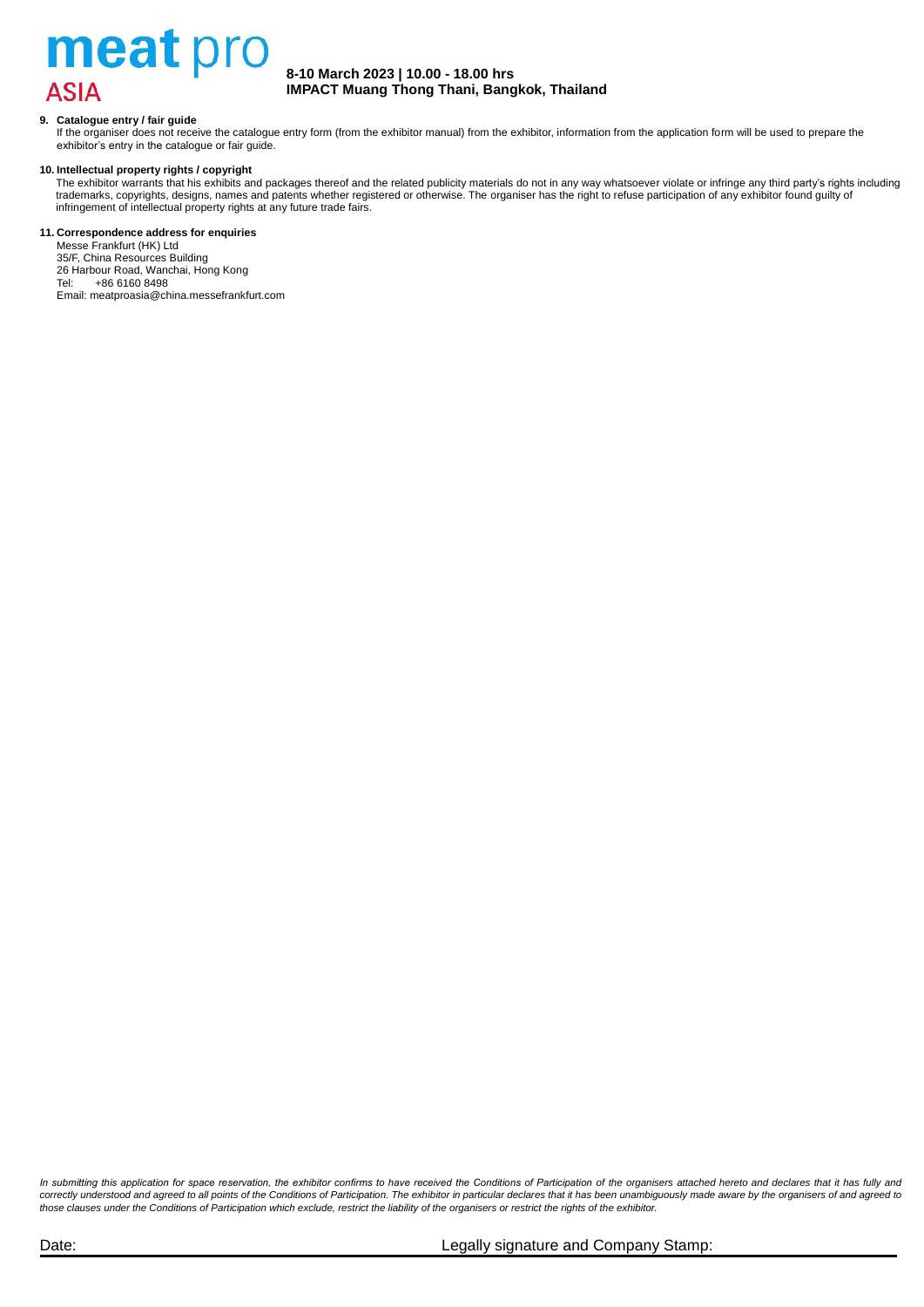**meat pro ASIA**

**8-10 March 2023 | 10.00 - 18.00 hrs**
**IMPACT Muang Thong Thani, Bangkok, Thailand**

**9. Catalogue entry / fair guide**

If the organiser does not receive the catalogue entry form (from the exhibitor manual) from the exhibitor, information from the application form will be used to prepare the exhibitor's entry in the catalogue or fair guide.

**10. Intellectual property rights / copyright**

The exhibitor warrants that his exhibits and packages thereof and the related publicity materials do not in any way whatsoever violate or infringe any third party's rights including trademarks, copyrights, designs, names and patents whether registered or otherwise. The organiser has the right to refuse participation of any exhibitor found guilty of infringement of intellectual property rights at any future trade fairs.

**11. Correspondence address for enquiries**

Messe Frankfurt (HK) Ltd
35/F, China Resources Building
26 Harbour Road, Wanchai, Hong Kong
Tel: +86 6160 8498
Email: meatproasia@china.messefrankfurt.com

*In submitting this application for space reservation, the exhibitor confirms to have received the Conditions of Participation of the organisers attached hereto and declares that it has fully and correctly understood and agreed to all points of the Conditions of Participation. The exhibitor in particular declares that it has been unambiguously made aware by the organisers of and agreed to those clauses under the Conditions of Participation which exclude, restrict the liability of the organisers or restrict the rights of the exhibitor.*

Date: Legally signature and Company Stamp: